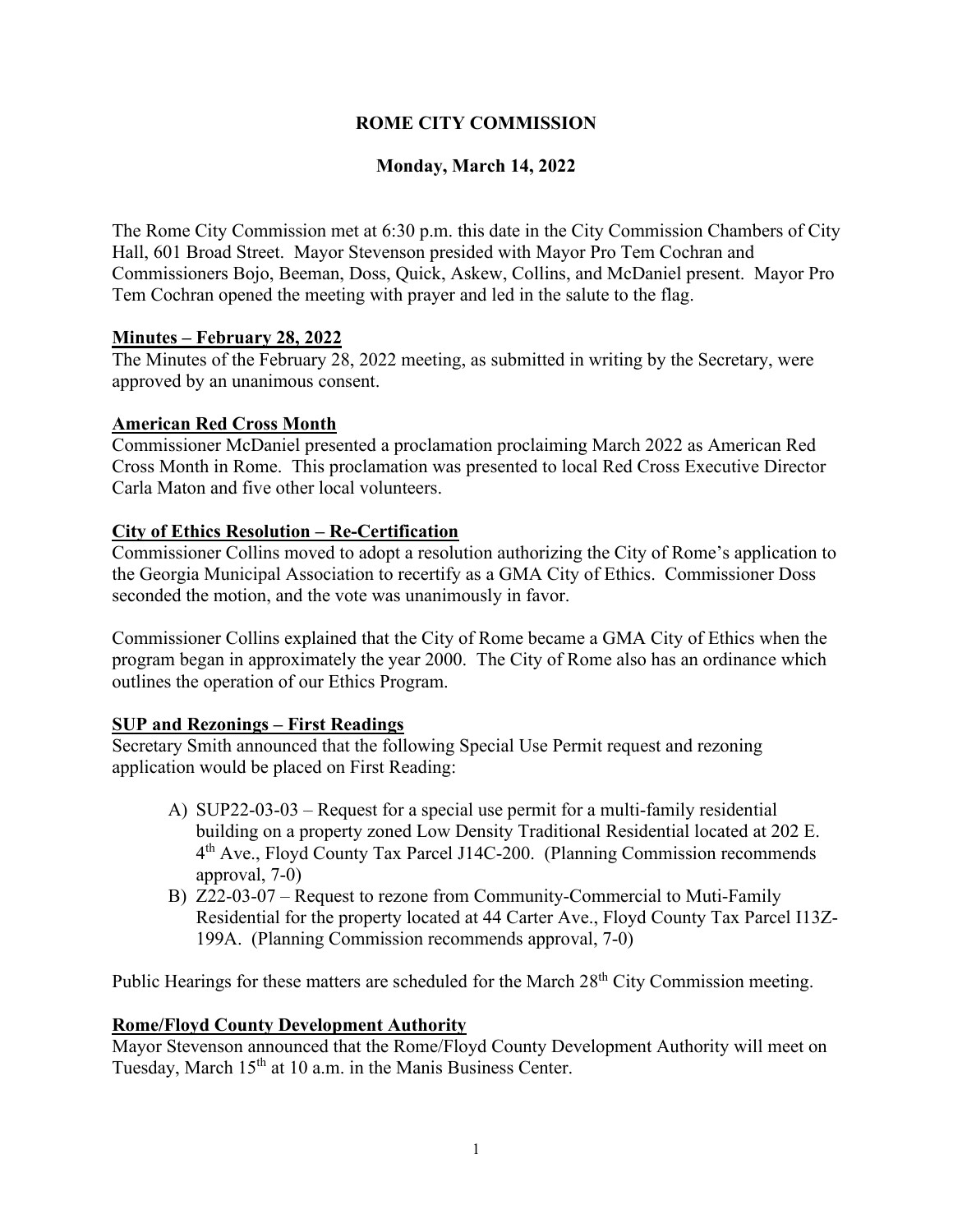# ROME CITY COMMISSION

## Monday, March 14, 2022

The Rome City Commission met at 6:30 p.m. this date in the City Commission Chambers of City Hall, 601 Broad Street. Mayor Stevenson presided with Mayor Pro Tem Cochran and Commissioners Bojo, Beeman, Doss, Quick, Askew, Collins, and McDaniel present. Mayor Pro Tem Cochran opened the meeting with prayer and led in the salute to the flag.

### Minutes – February 28, 2022

The Minutes of the February 28, 2022 meeting, as submitted in writing by the Secretary, were approved by an unanimous consent.

### American Red Cross Month

Commissioner McDaniel presented a proclamation proclaiming March 2022 as American Red Cross Month in Rome. This proclamation was presented to local Red Cross Executive Director Carla Maton and five other local volunteers.

### City of Ethics Resolution – Re-Certification

Commissioner Collins moved to adopt a resolution authorizing the City of Rome's application to the Georgia Municipal Association to recertify as a GMA City of Ethics. Commissioner Doss seconded the motion, and the vote was unanimously in favor.

Commissioner Collins explained that the City of Rome became a GMA City of Ethics when the program began in approximately the year 2000. The City of Rome also has an ordinance which outlines the operation of our Ethics Program.

### SUP and Rezonings – First Readings

Secretary Smith announced that the following Special Use Permit request and rezoning application would be placed on First Reading:

A) SUP22-03-03 – Request for a special use permit for a multi-family residential building on a property zoned Low Density Traditional Residential located at 202 E. 4th Ave., Floyd County Tax Parcel J14C-200. (Planning Commission recommends approval, 7-0)

B) Z22-03-07 – Request to rezone from Community-Commercial to Muti-Family Residential for the property located at 44 Carter Ave., Floyd County Tax Parcel I13Z-199A. (Planning Commission recommends approval, 7-0)

Public Hearings for these matters are scheduled for the March 28th City Commission meeting.

### Rome/Floyd County Development Authority

Mayor Stevenson announced that the Rome/Floyd County Development Authority will meet on Tuesday, March 15th at 10 a.m. in the Manis Business Center.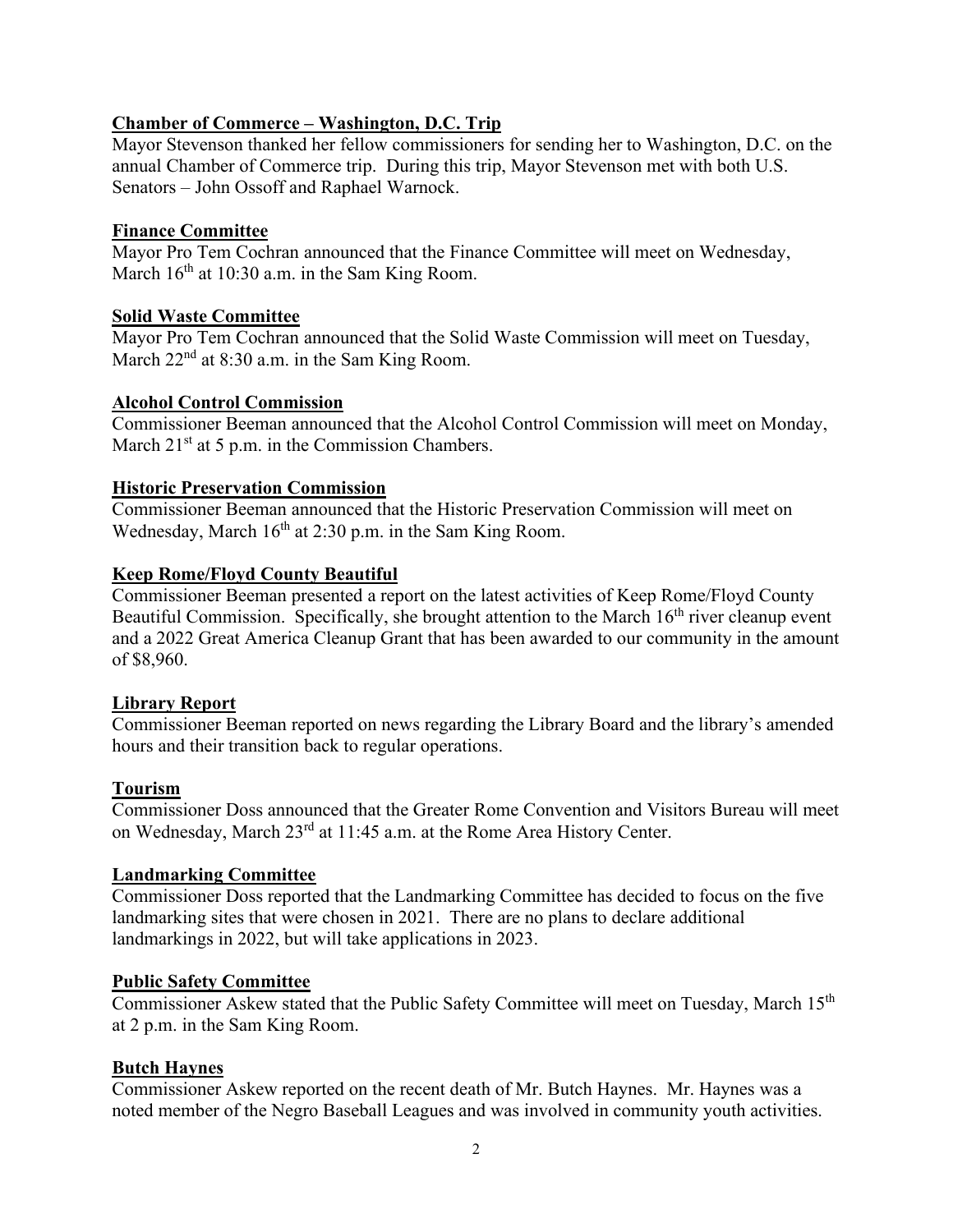**Chamber of Commerce – Washington, D.C. Trip**
Mayor Stevenson thanked her fellow commissioners for sending her to Washington, D.C. on the annual Chamber of Commerce trip. During this trip, Mayor Stevenson met with both U.S. Senators – John Ossoff and Raphael Warnock.

**Finance Committee**
Mayor Pro Tem Cochran announced that the Finance Committee will meet on Wednesday, March 16th at 10:30 a.m. in the Sam King Room.

**Solid Waste Committee**
Mayor Pro Tem Cochran announced that the Solid Waste Commission will meet on Tuesday, March 22nd at 8:30 a.m. in the Sam King Room.

**Alcohol Control Commission**
Commissioner Beeman announced that the Alcohol Control Commission will meet on Monday, March 21st at 5 p.m. in the Commission Chambers.

**Historic Preservation Commission**
Commissioner Beeman announced that the Historic Preservation Commission will meet on Wednesday, March 16th at 2:30 p.m. in the Sam King Room.

**Keep Rome/Floyd County Beautiful**
Commissioner Beeman presented a report on the latest activities of Keep Rome/Floyd County Beautiful Commission. Specifically, she brought attention to the March 16th river cleanup event and a 2022 Great America Cleanup Grant that has been awarded to our community in the amount of $8,960.

**Library Report**
Commissioner Beeman reported on news regarding the Library Board and the library's amended hours and their transition back to regular operations.

**Tourism**
Commissioner Doss announced that the Greater Rome Convention and Visitors Bureau will meet on Wednesday, March 23rd at 11:45 a.m. at the Rome Area History Center.

**Landmarking Committee**
Commissioner Doss reported that the Landmarking Committee has decided to focus on the five landmarking sites that were chosen in 2021. There are no plans to declare additional landmarkings in 2022, but will take applications in 2023.

**Public Safety Committee**
Commissioner Askew stated that the Public Safety Committee will meet on Tuesday, March 15th at 2 p.m. in the Sam King Room.

**Butch Haynes**
Commissioner Askew reported on the recent death of Mr. Butch Haynes. Mr. Haynes was a noted member of the Negro Baseball Leagues and was involved in community youth activities.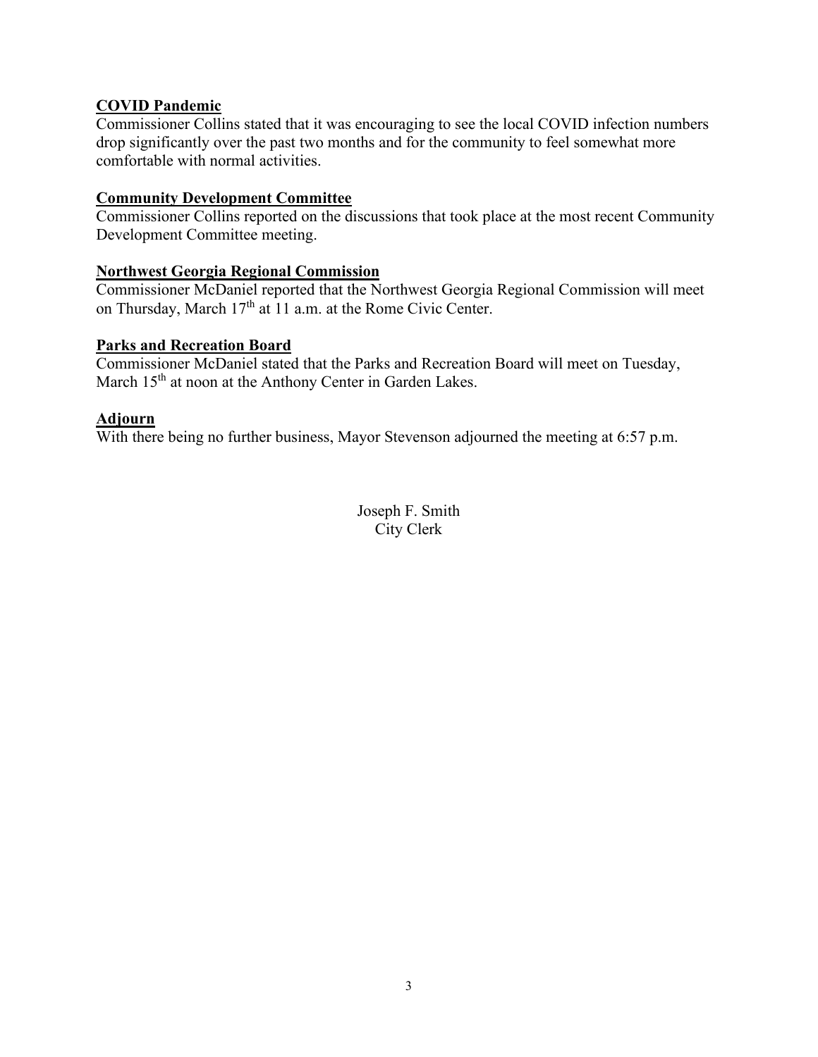**COVID Pandemic**

Commissioner Collins stated that it was encouraging to see the local COVID infection numbers drop significantly over the past two months and for the community to feel somewhat more comfortable with normal activities.

**Community Development Committee**

Commissioner Collins reported on the discussions that took place at the most recent Community Development Committee meeting.

**Northwest Georgia Regional Commission**

Commissioner McDaniel reported that the Northwest Georgia Regional Commission will meet on Thursday, March 17th at 11 a.m. at the Rome Civic Center.

**Parks and Recreation Board**

Commissioner McDaniel stated that the Parks and Recreation Board will meet on Tuesday, March 15th at noon at the Anthony Center in Garden Lakes.

**Adjourn**

With there being no further business, Mayor Stevenson adjourned the meeting at 6:57 p.m.

Joseph F. Smith
City Clerk